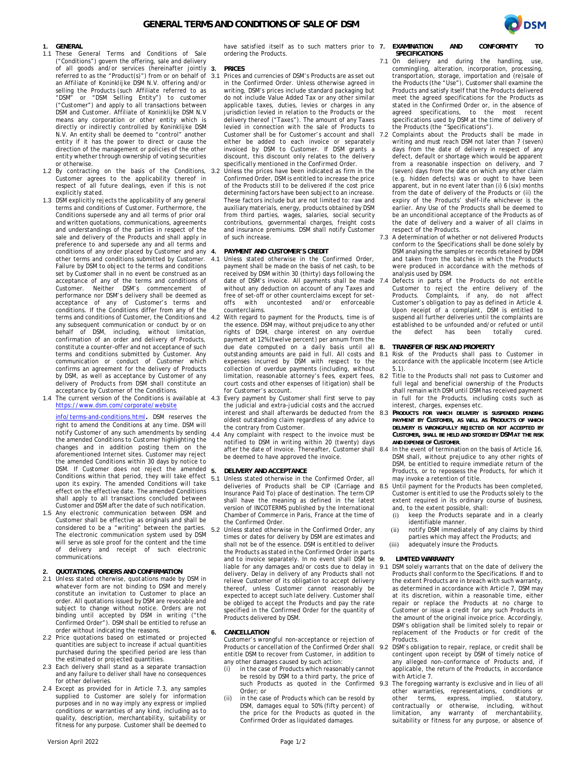# GENERAL TERMS AND CONDITIONS OF SALE OF DSM

## 1. GENERAL

1.1 These General Terms and Conditions of Sale ("Conditions") govern the offering, sale and delivery of all goods and/or services (hereinafter jointly referred to as the "Product(s)") from or on behalf of an Affiliate of Koninklijke DSM N.V. offering and/or selling the Products (such Affiliate referred to as "DSM" or "DSM Selling Entity") to customer ("Customer") and apply to all transactions between DSM and Customer. Affiliate of Koninklijke DSM N.V means any corporation or other entity which is directly or indirectly controlled by Koninklijke DSM N.V. An entity shall be deemed to "control" another entity if it has the power to direct or cause the direction of the management or policies of the other entity whether through ownership of voting securities or otherwise.

1.2 By contracting on the basis of the Conditions, Customer agrees to the applicability thereof in respect of all future dealings, even if this is not explicitly stated.

1.3 DSM explicitly rejects the applicability of any general terms and conditions of Customer. Furthermore, the Conditions supersede any and all terms of prior oral and written quotations, communications, agreements and understandings of the parties in respect of the sale and delivery of the Products and shall apply in preference to and supersede any and all terms and conditions of any order placed by Customer and any other terms and conditions submitted by Customer. Failure by DSM to object to the terms and conditions set by Customer shall in no event be construed as an acceptance of any of the terms and conditions of Customer. Neither DSM's commencement of performance nor DSM's delivery shall be deemed as acceptance of any of Customer's terms and conditions. If the Conditions differ from any of the terms and conditions of Customer, the Conditions and any subsequent communication or conduct by or on behalf of DSM, including, without limitation, confirmation of an order and delivery of Products, constitute a counter-offer and not acceptance of such terms and conditions submitted by Customer. Any communication or conduct of Customer which confirms an agreement for the delivery of Products by DSM, as well as acceptance by Customer of any delivery of Products from DSM shall constitute an acceptance by Customer of the Conditions.

1.4 The current version of the Conditions is available at https://www.dsm.com/corporate/website info/terms-and-conditions.html. DSM reserves the right to amend the Conditions at any time. DSM will notify Customer of any such amendments by sending the amended Conditions to Customer highlighting the changes and in addition posting them on the aforementioned Internet sites. Customer may reject the amended Conditions within 30 days by notice to DSM. If Customer does not reject the amended Conditions within that period, they will take effect upon its expiry. The amended Conditions will take effect on the effective date. The amended Conditions shall apply to all transactions concluded between Customer and DSM after the date of such notification.

1.5 Any electronic communication between DSM and Customer shall be effective as originals and shall be considered to be a "writing" between the parties. The electronic communication system used by DSM will serve as sole proof for the content and the time of delivery and receipt of such electronic communications.

## 2. QUOTATIONS, ORDERS AND CONFIRMATION

2.1 Unless stated otherwise, quotations made by DSM in whatever form are not binding to DSM and merely constitute an invitation to Customer to place an order. All quotations issued by DSM are revocable and subject to change without notice. Orders are not binding until accepted by DSM in writing ("the Confirmed Order"). DSM shall be entitled to refuse an order without indicating the reasons.

2.2 Price quotations based on estimated or projected quantities are subject to increase if actual quantities purchased during the specified period are less than the estimated or projected quantities.

2.3 Each delivery shall stand as a separate transaction and any failure to deliver shall have no consequences for other deliveries.

2.4 Except as provided for in Article 7.3, any samples supplied to Customer are solely for information purposes and in no way imply any express or implied conditions or warranties of any kind, including as to quality, description, merchantability, suitability or fitness for any purpose. Customer shall be deemed to have satisfied itself as to such matters prior to ordering the Products.

## 3. PRICES

3.1 Prices and currencies of DSM's Products are as set out in the Confirmed Order. Unless otherwise agreed in writing, DSM's prices include standard packaging but do not include Value Added Tax or any other similar applicable taxes, duties, levies or charges in any jurisdiction levied in relation to the Products or the delivery thereof ("Taxes"). The amount of any Taxes levied in connection with the sale of Products to Customer shall be for Customer's account and shall either be added to each invoice or separately invoiced by DSM to Customer. If DSM grants a discount, this discount only relates to the delivery specifically mentioned in the Confirmed Order.

3.2 Unless the prices have been indicated as firm in the Confirmed Order, DSM is entitled to increase the price of the Products still to be delivered if the cost price determining factors have been subject to an increase. These factors include but are not limited to: raw and auxiliary materials, energy, products obtained by DSM from third parties, wages, salaries, social security contributions, governmental charges, freight costs and insurance premiums. DSM shall notify Customer of such increase.

## 4. PAYMENT AND CUSTOMER'S CREDIT

4.1 Unless stated otherwise in the Confirmed Order, payment shall be made on the basis of net cash, to be received by DSM within 30 (thirty) days following the date of DSM's invoice. All payments shall be made without any deduction on account of any Taxes and free of set-off or other counterclaims except for set-offs with uncontested and/or enforceable counterclaims.

4.2 With regard to payment for the Products, time is of the essence. DSM may, without prejudice to any other rights of DSM, charge interest on any overdue payment at 12%(twelve percent) per annum from the due date computed on a daily basis until all outstanding amounts are paid in full. All costs and expenses incurred by DSM with respect to the collection of overdue payments (including, without limitation, reasonable attorney's fees, expert fees, court costs and other expenses of litigation) shall be for Customer's account.

4.3 Every payment by Customer shall first serve to pay the judicial and extra-judicial costs and the accrued interest and shall afterwards be deducted from the oldest outstanding claim regardless of any advice to the contrary from Customer.

4.4 Any complaint with respect to the invoice must be notified to DSM in writing within 20 (twenty) days after the date of invoice. Thereafter, Customer shall be deemed to have approved the invoice.

## 5. DELIVERY AND ACCEPTANCE

5.1 Unless stated otherwise in the Confirmed Order, all deliveries of Products shall be CIP (Carriage and Insurance Paid To) place of destination. The term CIP shall have the meaning as defined in the latest version of INCOTERMS published by the International Chamber of Commerce in Paris, France at the time of the Confirmed Order.

5.2 Unless stated otherwise in the Confirmed Order, any times or dates for delivery by DSM are estimates and shall not be of the essence. DSM is entitled to deliver the Products as stated in the Confirmed Order in parts and to invoice separately. In no event shall DSM be liable for any damages and/or costs due to delay in delivery. Delay in delivery of any Products shall not relieve Customer of its obligation to accept delivery thereof, unless Customer cannot reasonably be expected to accept such late delivery. Customer shall be obliged to accept the Products and pay the rate specified in the Confirmed Order for the quantity of Products delivered by DSM.

## 6. CANCELLATION

Customer's wrongful non-acceptance or rejection of Products or cancellation of the Confirmed Order shall entitle DSM to recover from Customer, in addition to any other damages caused by such action:

(i) in the case of Products which reasonably cannot be resold by DSM to a third party, the price of such Products as quoted in the Confirmed Order; or

(ii) in the case of Products which can be resold by DSM, damages equal to 50% (fifty percent) of the price for the Products as quoted in the Confirmed Order as liquidated damages.

## 7. EXAMINATION AND CONFORMITY TO SPECIFICATIONS

7.1 On delivery and during the handling, use, commingling, alteration, incorporation, processing, transportation, storage, importation and (re)sale of the Products (the "Use"), Customer shall examine the Products and satisfy itself that the Products delivered meet the agreed specifications for the Products as stated in the Confirmed Order or, in the absence of agreed specifications, to the most recent specifications used by DSM at the time of delivery of the Products (the "Specifications").

7.2 Complaints about the Products shall be made in writing and must reach DSM not later than 7 (seven) days from the date of delivery in respect of any defect, default or shortage which would be apparent from a reasonable inspection on delivery, and 7 (seven) days from the date on which any other claim (e.g. hidden defects) was or ought to have been apparent, but in no event later than (i) 6 (six) months from the date of delivery of the Products or (ii) the expiry of the Products' shelf-life whichever is the earlier. Any Use of the Products shall be deemed to be an unconditional acceptance of the Products as of the date of delivery and a waiver of all claims in respect of the Products.

7.3 A determination of whether or not delivered Products conform to the Specifications shall be done solely by DSM analysing the samples or records retained by DSM and taken from the batches in which the Products were produced in accordance with the methods of analysis used by DSM.

7.4 Defects in parts of the Products do not entitle Customer to reject the entire delivery of the Products. Complaints, if any, do not affect Customer's obligation to pay as defined in Article 4. Upon receipt of a complaint, DSM is entitled to suspend all further deliveries until the complaints are established to be unfounded and/or refuted or until the defect has been totally cured.

## 8. TRANSFER OF RISK AND PROPERTY

8.1 Risk of the Products shall pass to Customer in accordance with the applicable Incoterm (see Article 5.1).

8.2 Title to the Products shall not pass to Customer and full legal and beneficial ownership of the Products shall remain with DSM until DSM has received payment in full for the Products, including costs such as interest, charges, expenses etc.

8.3 **PRODUCTS FOR WHICH DELIVERY IS SUSPENDED PENDING PAYMENT BY CUSTOMER, AS WELL AS PRODUCTS OF WHICH DELIVERY IS WRONGFULLY REJECTED OR NOT ACCEPTED BY CUSTOMER, SHALL BE HELD AND STORED BY DSM AT THE RISK AND EXPENSE OF CUSTOMER.**

8.4 In the event of termination on the basis of Article 16, DSM shall, without prejudice to any other rights of DSM, be entitled to require immediate return of the Products, or to repossess the Products, for which it may invoke a retention of title.

8.5 Until payment for the Products has been completed, Customer is entitled to use the Products solely to the extent required in its ordinary course of business, and, to the extent possible, shall:

(i) keep the Products separate and in a clearly identifiable manner.

(ii) notify DSM immediately of any claims by third parties which may affect the Products; and

(iii) adequately insure the Products.

## 9. LIMITED WARRANTY

9.1 DSM solely warrants that on the date of delivery the Products shall conform to the Specifications. If and to the extent Products are in breach with such warranty, as determined in accordance with Article 7, DSM may at its discretion, within a reasonable time, either repair or replace the Products at no charge to Customer or issue a credit for any such Products in the amount of the original invoice price. Accordingly, DSM's obligation shall be limited solely to repair or replacement of the Products or for credit of the Products.

9.2 DSM's obligation to repair, replace, or credit shall be contingent upon receipt by DSM of timely notice of any alleged non-conformance of Products and, if applicable, the return of the Products, in accordance with Article 7.

9.3 The foregoing warranty is exclusive and in lieu of all other warranties, representations, conditions or other terms, express, implied, statutory, contractually or otherwise, including, without limitation, any warranty of merchantability, suitability or fitness for any purpose, or absence of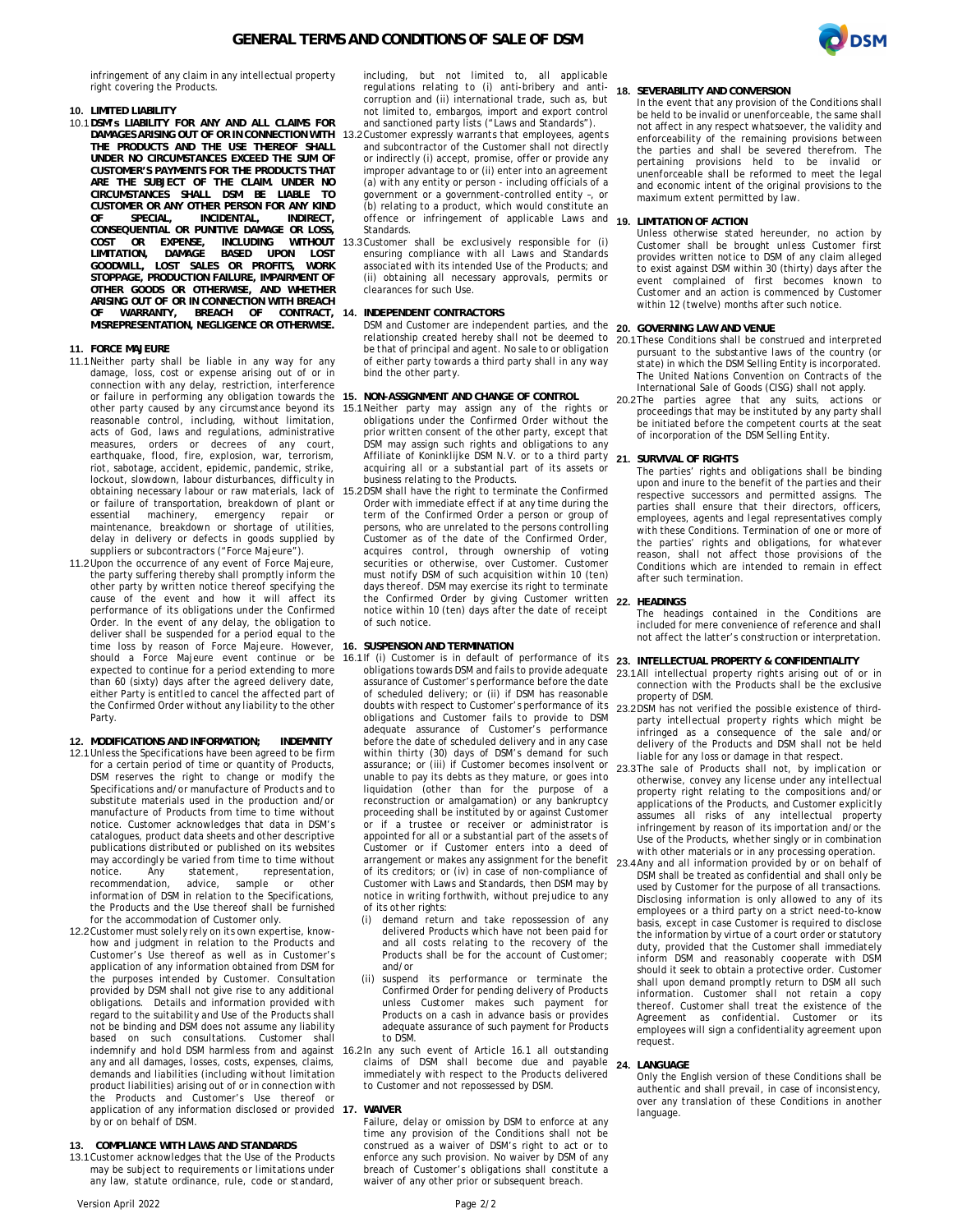infringement of any claim in any intellectual property right covering the Products.

## 10. LIMITED LIABILITY

10.1 **DSM's LIABILITY FOR ANY AND ALL CLAIMS FOR DAMAGES ARISING OUT OF OR IN CONNECTION WITH THE PRODUCTS AND THE USE THEREOF SHALL UNDER NO CIRCUMSTANCES EXCEED THE SUM OF CUSTOMER'S PAYMENTS FOR THE PRODUCTS THAT ARE THE SUBJECT OF THE CLAIM. UNDER NO CIRCUMSTANCES SHALL DSM BE LIABLE TO CUSTOMER OR ANY OTHER PERSON FOR ANY KIND OF SPECIAL, INCIDENTAL, INDIRECT, CONSEQUENTIAL OR PUNITIVE DAMAGE OR LOSS, COST OR EXPENSE, INCLUDING WITHOUT LIMITATION, DAMAGE BASED UPON LOST GOODWILL, LOST SALES OR PROFITS, WORK STOPPAGE, PRODUCTION FAILURE, IMPAIRMENT OF OTHER GOODS OR OTHERWISE, AND WHETHER ARISING OUT OF OR IN CONNECTION WITH BREACH OF WARRANTY, BREACH OF CONTRACT, MISREPRESENTATION, NEGLIGENCE OR OTHERWISE.**

## 11. FORCE MAJEURE

11.1 Neither party shall be liable in any way for any damage, loss, cost or expense arising out of or in connection with any delay, restriction, interference or failure in performing any obligation towards the other party caused by any circumstance beyond its reasonable control, including, without limitation, acts of God, laws and regulations, administrative measures, orders or decrees of any court, earthquake, flood, fire, explosion, war, terrorism, riot, sabotage, accident, epidemic, pandemic, strike, lockout, slowdown, labour disturbances, difficulty in obtaining necessary labour or raw materials, lack of or failure of transportation, breakdown of plant or essential machinery, emergency repair or maintenance, breakdown or shortage of utilities, delay in delivery or defects in goods supplied by suppliers or subcontractors ("Force Majeure").

11.2 Upon the occurrence of any event of Force Majeure, the party suffering thereby shall promptly inform the other party by written notice thereof specifying the cause of the event and how it will affect its performance of its obligations under the Confirmed Order. In the event of any delay, the obligation to deliver shall be suspended for a period equal to the time loss by reason of Force Majeure. However, should a Force Majeure event continue or be expected to continue for a period extending to more than 60 (sixty) days after the agreed delivery date, either Party is entitled to cancel the affected part of the Confirmed Order without any liability to the other Party.

## 12. MODIFICATIONS AND INFORMATION; INDEMNITY

12.1 Unless the Specifications have been agreed to be firm for a certain period of time or quantity of Products, DSM reserves the right to change or modify the Specifications and/or manufacture of Products and to substitute materials used in the production and/or manufacture of Products from time to time without notice. Customer acknowledges that data in DSM's catalogues, product data sheets and other descriptive publications distributed or published on its websites may accordingly be varied from time to time without notice. Any statement, representation, recommendation, advice, sample or other information of DSM in relation to the Specifications, the Products and the Use thereof shall be furnished for the accommodation of Customer only.

12.2 Customer must solely rely on its own expertise, know-how and judgment in relation to the Products and Customer's Use thereof as well as in Customer's application of any information obtained from DSM for the purposes intended by Customer. Consultation provided by DSM shall not give rise to any additional obligations. Details and information provided with regard to the suitability and Use of the Products shall not be binding and DSM does not assume any liability based on such consultations. Customer shall indemnify and hold DSM harmless from and against any and all damages, losses, costs, expenses, claims, demands and liabilities (including without limitation product liabilities) arising out of or in connection with the Products and Customer's Use thereof or application of any information disclosed or provided by or on behalf of DSM.

## 13. COMPLIANCE WITH LAWS AND STANDARDS

13.1 Customer acknowledges that the Use of the Products may be subject to requirements or limitations under any law, statute ordinance, rule, code or standard, including, but not limited to, all applicable regulations relating to (i) anti-bribery and anti-corruption and (ii) international trade, such as, but not limited to, embargos, import and export control and sanctioned party lists ("Laws and Standards").

13.2 Customer expressly warrants that employees, agents and subcontractor of the Customer shall not directly or indirectly (i) accept, promise, offer or provide any improper advantage to or (ii) enter into an agreement (a) with any entity or person - including officials of a government or a government-controlled entity –, or (b) relating to a product, which would constitute an offence or infringement of applicable Laws and Standards.

13.3 Customer shall be exclusively responsible for (i) ensuring compliance with all Laws and Standards associated with its intended Use of the Products; and (ii) obtaining all necessary approvals, permits or clearances for such Use.

## 14. INDEPENDENT CONTRACTORS

DSM and Customer are independent parties, and the relationship created hereby shall not be deemed to be that of principal and agent. No sale to or obligation of either party towards a third party shall in any way bind the other party.

## 15. NON-ASSIGNMENT AND CHANGE OF CONTROL

15.1 Neither party may assign any of the rights or obligations under the Confirmed Order without the prior written consent of the other party, except that DSM may assign such rights and obligations to any Affiliate of Koninklijke DSM N.V. or to a third party acquiring all or a substantial part of its assets or business relating to the Products.

15.2 DSM shall have the right to terminate the Confirmed Order with immediate effect if at any time during the term of the Confirmed Order a person or group of persons, who are unrelated to the persons controlling Customer as of the date of the Confirmed Order, acquires control, through ownership of voting securities or otherwise, over Customer. Customer must notify DSM of such acquisition within 10 (ten) days thereof. DSM may exercise its right to terminate the Confirmed Order by giving Customer written notice within 10 (ten) days after the date of receipt of such notice.

## 16. SUSPENSION AND TERMINATION

16.1 If (i) Customer is in default of performance of its obligations towards DSM and fails to provide adequate assurance of Customer's performance before the date of scheduled delivery; or (ii) if DSM has reasonable doubts with respect to Customer's performance of its obligations and Customer fails to provide to DSM adequate assurance of Customer's performance before the date of scheduled delivery and in any case within thirty (30) days of DSM's demand for such assurance; or (iii) if Customer becomes insolvent or unable to pay its debts as they mature, or goes into liquidation (other than for the purpose of a reconstruction or amalgamation) or any bankruptcy proceeding shall be instituted by or against Customer or if a trustee or receiver or administrator is appointed for all or a substantial part of the assets of Customer or if Customer enters into a deed of arrangement or makes any assignment for the benefit of its creditors; or (iv) in case of non-compliance of Customer with Laws and Standards, then DSM may by notice in writing forthwith, without prejudice to any of its other rights:

(i) demand return and take repossession of any delivered Products which have not been paid for and all costs relating to the recovery of the Products shall be for the account of Customer; and/or

(ii) suspend its performance or terminate the Confirmed Order for pending delivery of Products unless Customer makes such payment for Products on a cash in advance basis or provides adequate assurance of such payment for Products to DSM.

16.2 In any such event of Article 16.1 all outstanding claims of DSM shall become due and payable immediately with respect to the Products delivered to Customer and not repossessed by DSM.

## 17. WAIVER

Failure, delay or omission by DSM to enforce at any time any provision of the Conditions shall not be construed as a waiver of DSM's right to act or to enforce any such provision. No waiver by DSM of any breach of Customer's obligations shall constitute a waiver of any other prior or subsequent breach.

## 18. SEVERABILITY AND CONVERSION

In the event that any provision of the Conditions shall be held to be invalid or unenforceable, the same shall not affect in any respect whatsoever, the validity and enforceability of the remaining provisions between the parties and shall be severed therefrom. The pertaining provisions held to be invalid or unenforceable shall be reformed to meet the legal and economic intent of the original provisions to the maximum extent permitted by law.

## 19. LIMITATION OF ACTION

Unless otherwise stated hereunder, no action by Customer shall be brought unless Customer first provides written notice to DSM of any claim alleged to exist against DSM within 30 (thirty) days after the event complained of first becomes known to Customer and an action is commenced by Customer within 12 (twelve) months after such notice.

## 20. GOVERNING LAW AND VENUE

20.1 These Conditions shall be construed and interpreted pursuant to the substantive laws of the country (or state) in which the DSM Selling Entity is incorporated. The United Nations Convention on Contracts of the International Sale of Goods (CISG) shall not apply.

20.2 The parties agree that any suits, actions or proceedings that may be instituted by any party shall be initiated before the competent courts at the seat of incorporation of the DSM Selling Entity.

## 21. SURVIVAL OF RIGHTS

The parties' rights and obligations shall be binding upon and inure to the benefit of the parties and their respective successors and permitted assigns. The parties shall ensure that their directors, officers, employees, agents and legal representatives comply with these Conditions. Termination of one or more of the parties' rights and obligations, for whatever reason, shall not affect those provisions of the Conditions which are intended to remain in effect after such termination.

## 22. HEADINGS

The headings contained in the Conditions are included for mere convenience of reference and shall not affect the latter's construction or interpretation.

## 23. INTELLECTUAL PROPERTY & CONFIDENTIALITY

23.1 All intellectual property rights arising out of or in connection with the Products shall be the exclusive property of DSM.

23.2 DSM has not verified the possible existence of third-party intellectual property rights which might be infringed as a consequence of the sale and/or delivery of the Products and DSM shall not be held liable for any loss or damage in that respect.

23.3 The sale of Products shall not, by implication or otherwise, convey any license under any intellectual property right relating to the compositions and/or applications of the Products, and Customer explicitly assumes all risks of any intellectual property infringement by reason of its importation and/or the Use of the Products, whether singly or in combination with other materials or in any processing operation.

23.4 Any and all information provided by or on behalf of DSM shall be treated as confidential and shall only be used by Customer for the purpose of all transactions. Disclosing information is only allowed to any of its employees or a third party on a strict need-to-know basis, except in case Customer is required to disclose the information by virtue of a court order or statutory duty, provided that the Customer shall immediately inform DSM and reasonably cooperate with DSM should it seek to obtain a protective order. Customer shall upon demand promptly return to DSM all such information. Customer shall not retain a copy thereof. Customer shall treat the existence of the Agreement as confidential. Customer or its employees will sign a confidentiality agreement upon request.

## 24. LANGUAGE

Only the English version of these Conditions shall be authentic and shall prevail, in case of inconsistency, over any translation of these Conditions in another language.

Version April 2022